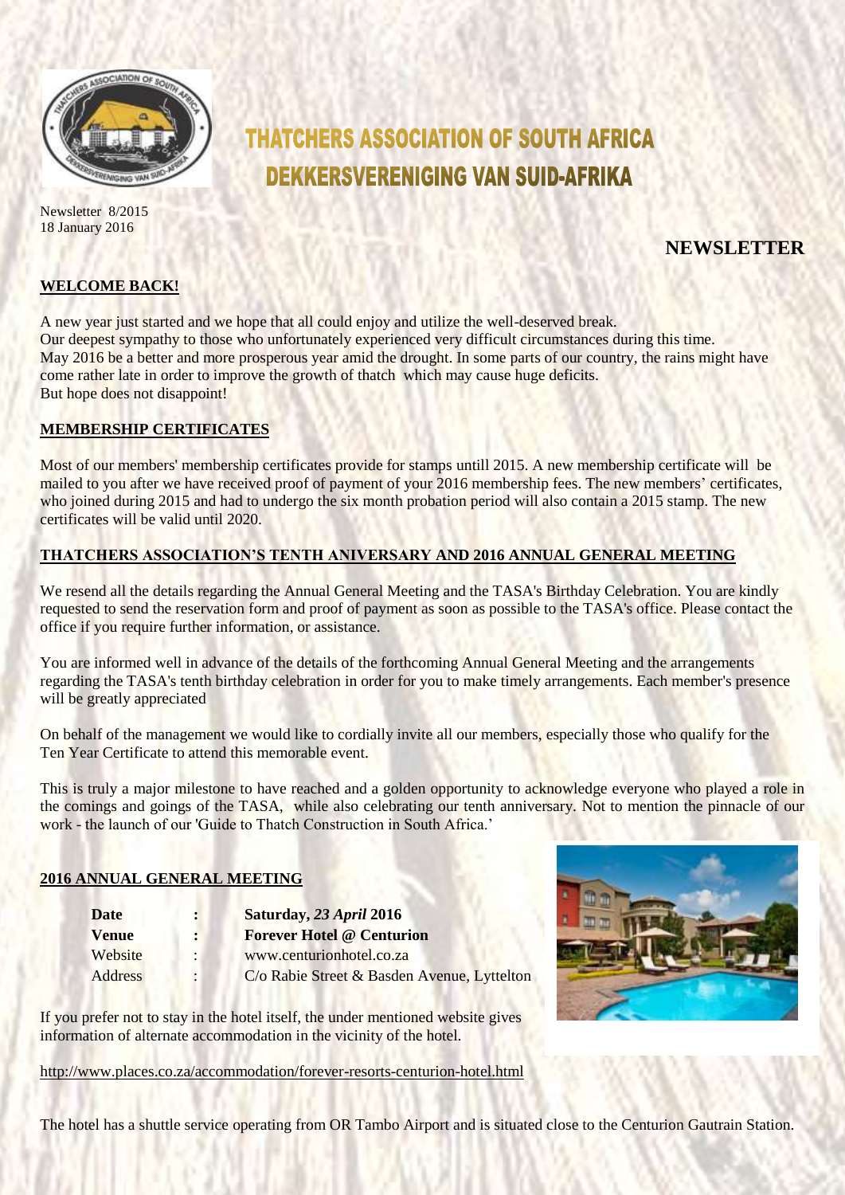# THATCHERS ASSOCIATION OF SOUTH AFRICA
# DEKKERSVERENIGING VAN SUID-AFRIKA

Newsletter 8/2015
18 January 2016

## NEWSLETTER

**WELCOME BACK!**

A new year just started and we hope that all could enjoy and utilize the well-deserved break.
Our deepest sympathy to those who unfortunately experienced very difficult circumstances during this time.
May 2016 be a better and more prosperous year amid the drought. In some parts of our country, the rains might have come rather late in order to improve the growth of thatch which may cause huge deficits.
But hope does not disappoint!

**MEMBERSHIP CERTIFICATES**

Most of our members' membership certificates provide for stamps untill 2015. A new membership certificate will be mailed to you after we have received proof of payment of your 2016 membership fees. The new members' certificates, who joined during 2015 and had to undergo the six month probation period will also contain a 2015 stamp. The new certificates will be valid until 2020.

**THATCHERS ASSOCIATION'S TENTH ANIVERSARY AND 2016 ANNUAL GENERAL MEETING**

We resend all the details regarding the Annual General Meeting and the TASA's Birthday Celebration. You are kindly requested to send the reservation form and proof of payment as soon as possible to the TASA's office. Please contact the office if you require further information, or assistance.

You are informed well in advance of the details of the forthcoming Annual General Meeting and the arrangements regarding the TASA's tenth birthday celebration in order for you to make timely arrangements. Each member's presence will be greatly appreciated

On behalf of the management we would like to cordially invite all our members, especially those who qualify for the Ten Year Certificate to attend this memorable event.

This is truly a major milestone to have reached and a golden opportunity to acknowledge everyone who played a role in the comings and goings of the TASA, while also celebrating our tenth anniversary. Not to mention the pinnacle of our work - the launch of our 'Guide to Thatch Construction in South Africa.'

**2016 ANNUAL GENERAL MEETING**

| | | |
|---|---|---|
| **Date** | **:** | **Saturday, *23 April* 2016** |
| **Venue** | **:** | **Forever Hotel @ Centurion** |
| Website | : | www.centurionhotel.co.za |
| Address | : | C/o Rabie Street & Basden Avenue, Lyttelton |

If you prefer not to stay in the hotel itself, the under mentioned website gives information of alternate accommodation in the vicinity of the hotel.

http://www.places.co.za/accommodation/forever-resorts-centurion-hotel.html

The hotel has a shuttle service operating from OR Tambo Airport and is situated close to the Centurion Gautrain Station.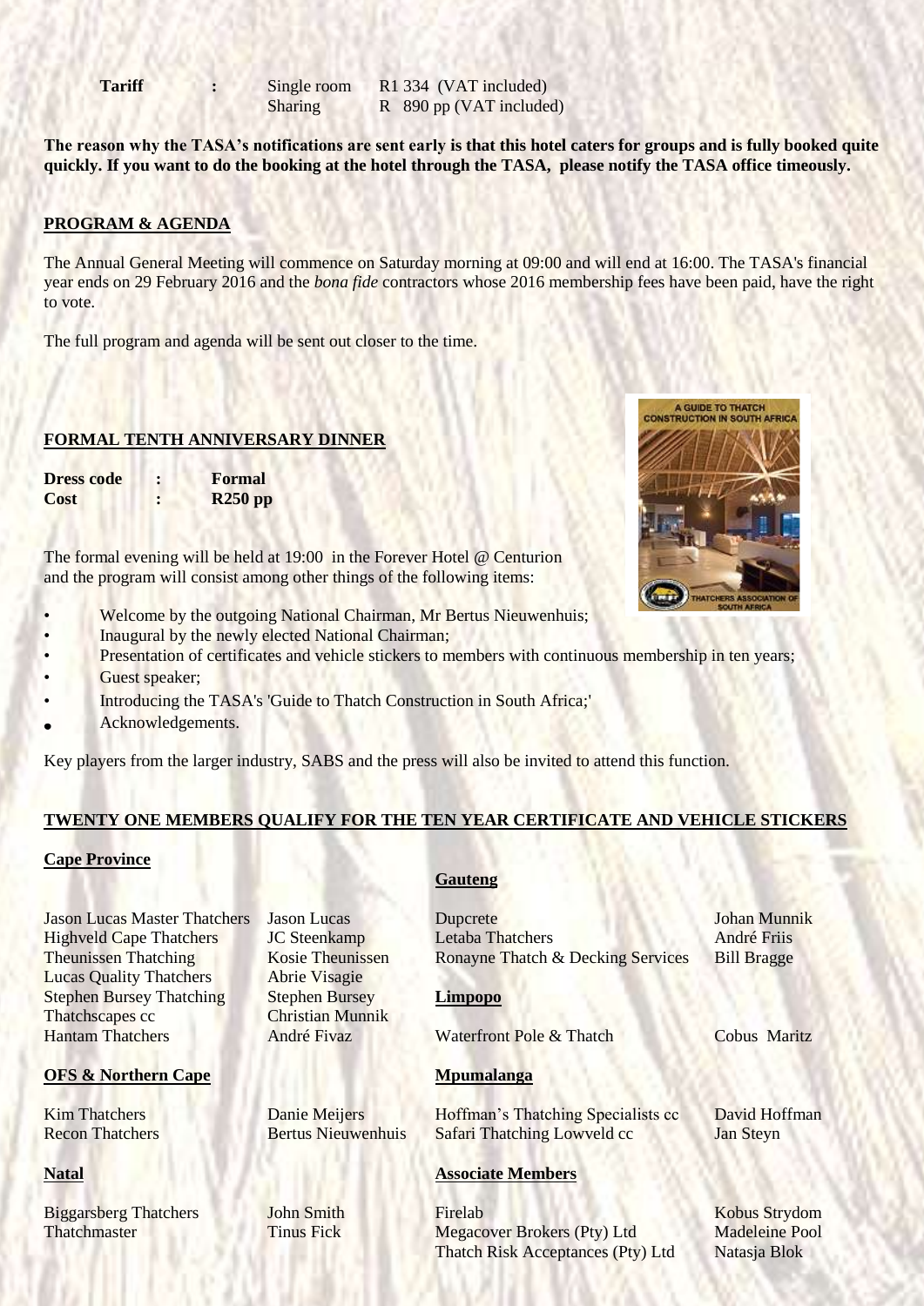| **Tariff** | **:** | Single room | R1 334 (VAT included) |
|---|---|---|---|
| | | Sharing | R 890 pp (VAT included) |

**The reason why the TASA's notifications are sent early is that this hotel caters for groups and is fully booked quite quickly. If you want to do the booking at the hotel through the TASA, please notify the TASA office timeously.**

## PROGRAM & AGENDA

The Annual General Meeting will commence on Saturday morning at 09:00 and will end at 16:00. The TASA's financial year ends on 29 February 2016 and the *bona fide* contractors whose 2016 membership fees have been paid, have the right to vote.

The full program and agenda will be sent out closer to the time.

## FORMAL TENTH ANNIVERSARY DINNER

**Dress code : Formal**
**Cost : R250 pp**

The formal evening will be held at 19:00 in the Forever Hotel @ Centurion and the program will consist among other things of the following items:

- Welcome by the outgoing National Chairman, Mr Bertus Nieuwenhuis;
- Inaugural by the newly elected National Chairman;
- Presentation of certificates and vehicle stickers to members with continuous membership in ten years;
- Guest speaker;
- Introducing the TASA's 'Guide to Thatch Construction in South Africa;'
- Acknowledgements.

Key players from the larger industry, SABS and the press will also be invited to attend this function.

## TWENTY ONE MEMBERS QUALIFY FOR THE TEN YEAR CERTIFICATE AND VEHICLE STICKERS

### Cape Province

| | |
|---|---|
| Jason Lucas Master Thatchers | Jason Lucas |
| Highveld Cape Thatchers | JC Steenkamp |
| Theunissen Thatching | Kosie Theunissen |
| Lucas Quality Thatchers | Abrie Visagie |
| Stephen Bursey Thatching | Stephen Bursey |
| Thatchscapes cc | Christian Munnik |
| Hantam Thatchers | André Fivaz |

### OFS & Northern Cape

| | |
|---|---|
| Kim Thatchers | Danie Meijers |
| Recon Thatchers | Bertus Nieuwenhuis |

### Natal

| | |
|---|---|
| Biggarsberg Thatchers | John Smith |
| Thatchmaster | Tinus Fick |

### Gauteng

| | |
|---|---|
| Dupcrete | Johan Munnik |
| Letaba Thatchers | André Friis |
| Ronayne Thatch & Decking Services | Bill Bragge |

### Limpopo

| | |
|---|---|
| Waterfront Pole & Thatch | Cobus Maritz |

### Mpumalanga

| | |
|---|---|
| Hoffman's Thatching Specialists cc | David Hoffman |
| Safari Thatching Lowveld cc | Jan Steyn |

### Associate Members

| | |
|---|---|
| Firelab | Kobus Strydom |
| Megacover Brokers (Pty) Ltd | Madeleine Pool |
| Thatch Risk Acceptances (Pty) Ltd | Natasja Blok |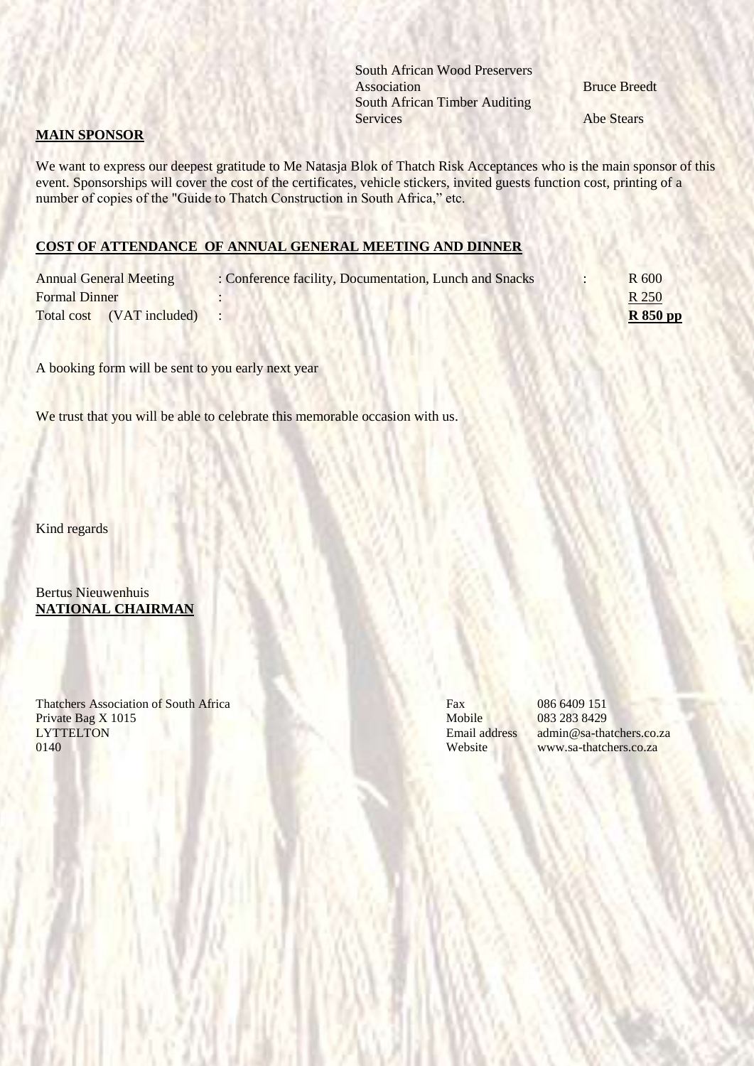| | |
|---|---|
| South African Wood Preservers Association | Bruce Breedt |
| South African Timber Auditing Services | Abe Stears |

**MAIN SPONSOR**

We want to express our deepest gratitude to Me Natasja Blok of Thatch Risk Acceptances who is the main sponsor of this event. Sponsorships will cover the cost of the certificates, vehicle stickers, invited guests function cost, printing of a number of copies of the "Guide to Thatch Construction in South Africa," etc.

**COST OF ATTENDANCE OF ANNUAL GENERAL MEETING AND DINNER**

| | | |
|---|---|---|
| Annual General Meeting | : Conference facility, Documentation, Lunch and Snacks : | R 600 |
| Formal Dinner | : | R 250 |
| Total cost (VAT included) | : | **R 850 pp** |

A booking form will be sent to you early next year

We trust that you will be able to celebrate this memorable occasion with us.

Kind regards

Bertus Nieuwenhuis
**NATIONAL CHAIRMAN**

Thatchers Association of South Africa
Private Bag X 1015
LYTTELTON
0140

Fax 086 6409 151
Mobile 083 283 8429
Email address admin@sa-thatchers.co.za
Website www.sa-thatchers.co.za